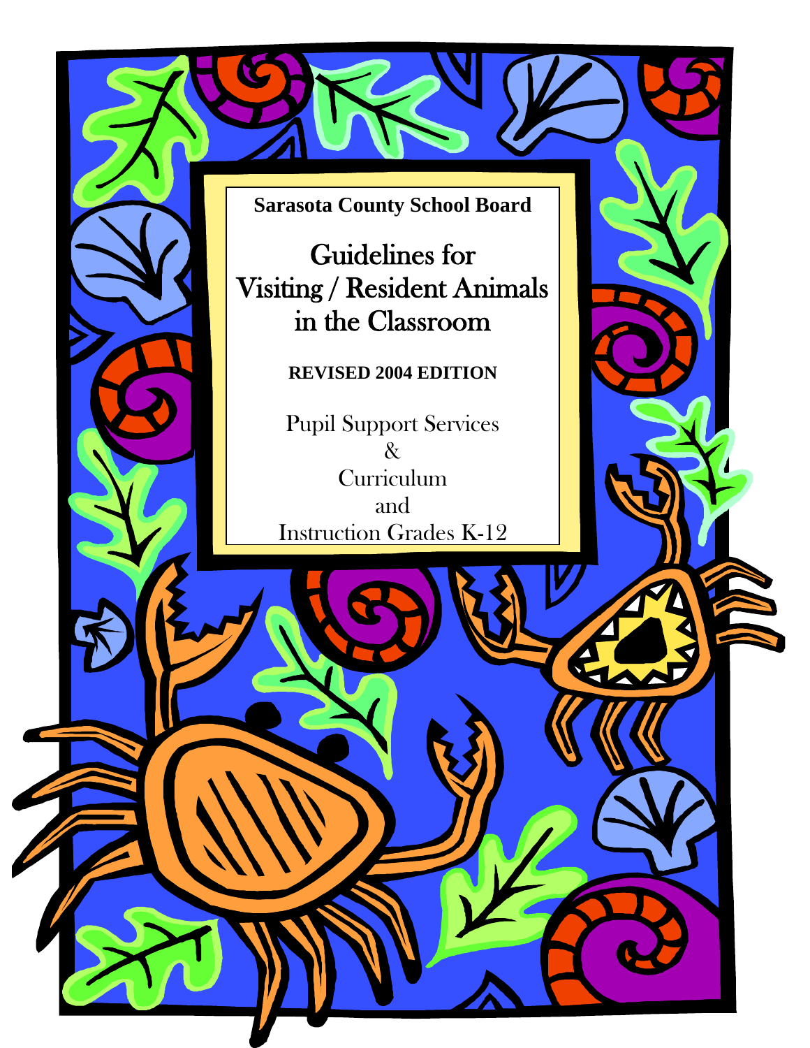**Sarasota County School Board**

# Guidelines for Visiting / Resident Animals in the Classroom

**REVISED 2004 EDITION**

Pupil Support Services
&
Curriculum
and
Instruction Grades K-12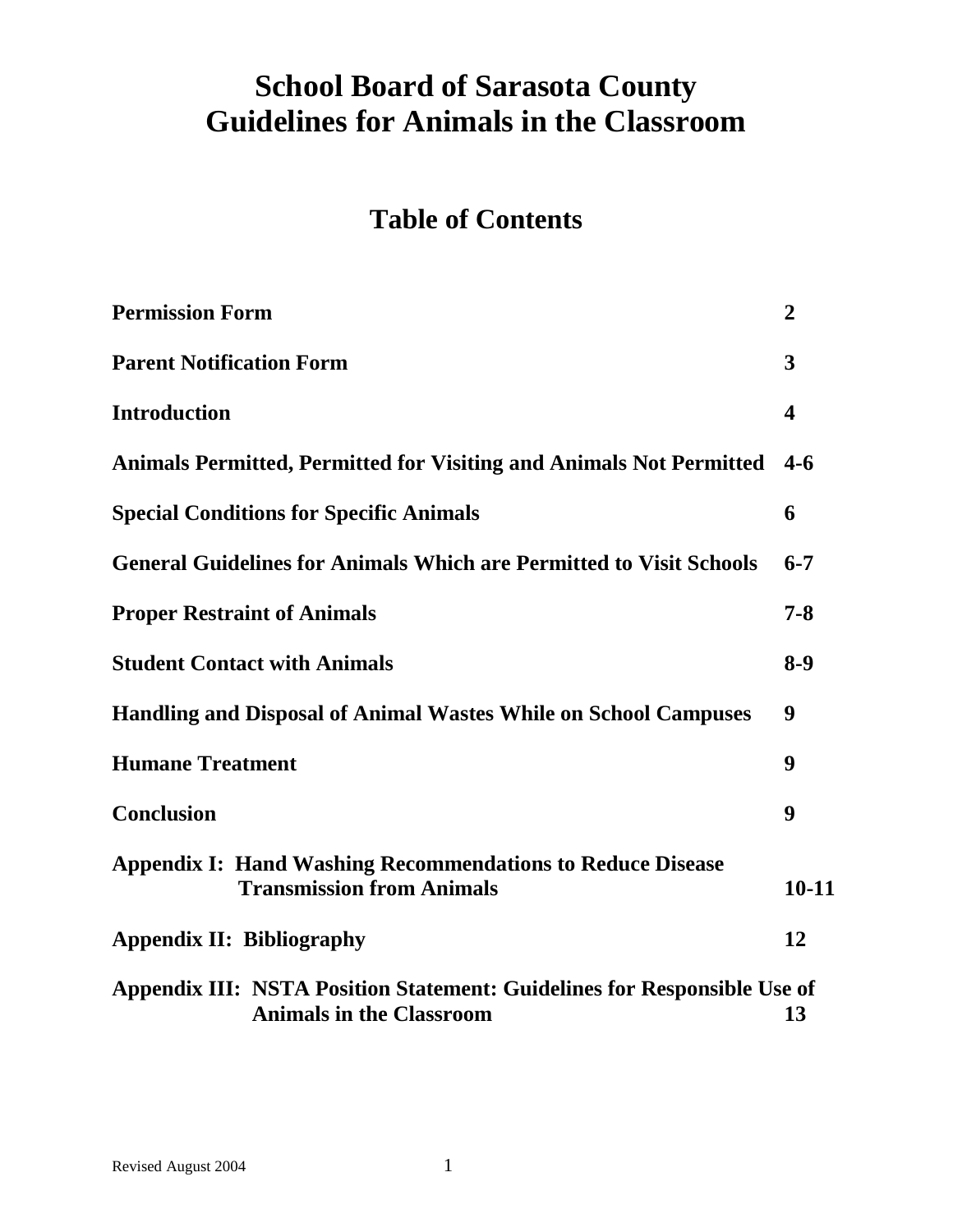# School Board of Sarasota County
# Guidelines for Animals in the Classroom

## Table of Contents

| | |
|---|---|
| **Permission Form** | **2** |
| **Parent Notification Form** | **3** |
| **Introduction** | **4** |
| **Animals Permitted, Permitted for Visiting and Animals Not Permitted** | **4-6** |
| **Special Conditions for Specific Animals** | **6** |
| **General Guidelines for Animals Which are Permitted to Visit Schools** | **6-7** |
| **Proper Restraint of Animals** | **7-8** |
| **Student Contact with Animals** | **8-9** |
| **Handling and Disposal of Animal Wastes While on School Campuses** | **9** |
| **Humane Treatment** | **9** |
| **Conclusion** | **9** |
| **Appendix I: Hand Washing Recommendations to Reduce Disease Transmission from Animals** | **10-11** |
| **Appendix II: Bibliography** | **12** |
| **Appendix III: NSTA Position Statement: Guidelines for Responsible Use of Animals in the Classroom** | **13** |

Revised August 2004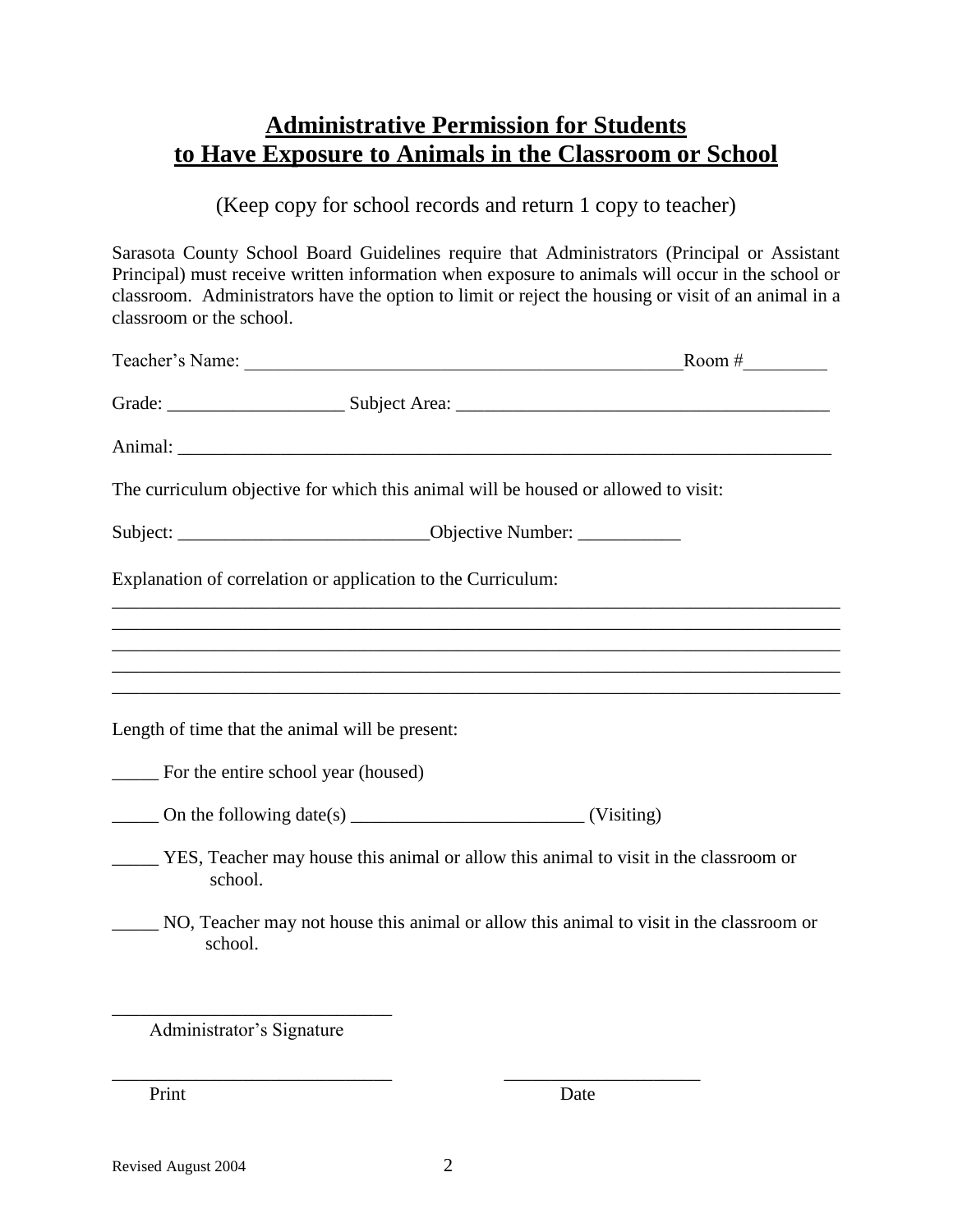# Administrative Permission for Students to Have Exposure to Animals in the Classroom or School

(Keep copy for school records and return 1 copy to teacher)

Sarasota County School Board Guidelines require that Administrators (Principal or Assistant Principal) must receive written information when exposure to animals will occur in the school or classroom. Administrators have the option to limit or reject the housing or visit of an animal in a classroom or the school.

Teacher's Name: ________________________________________________ Room # _________

Grade: ___________________ Subject Area: ________________________________________

Animal: ________________________________________________________________________

The curriculum objective for which this animal will be housed or allowed to visit:

Subject: ___________________________ Objective Number: ___________

Explanation of correlation or application to the Curriculum:

________________________________________________________________________________
________________________________________________________________________________
________________________________________________________________________________
________________________________________________________________________________
________________________________________________________________________________

Length of time that the animal will be present:

_____ For the entire school year (housed)

_____ On the following date(s) _________________________ (Visiting)

_____ YES, Teacher may house this animal or allow this animal to visit in the classroom or school.

_____ NO, Teacher may not house this animal or allow this animal to visit in the classroom or school.

______________________________
Administrator's Signature

______________________________ ______________________
Print Date

Revised August 2004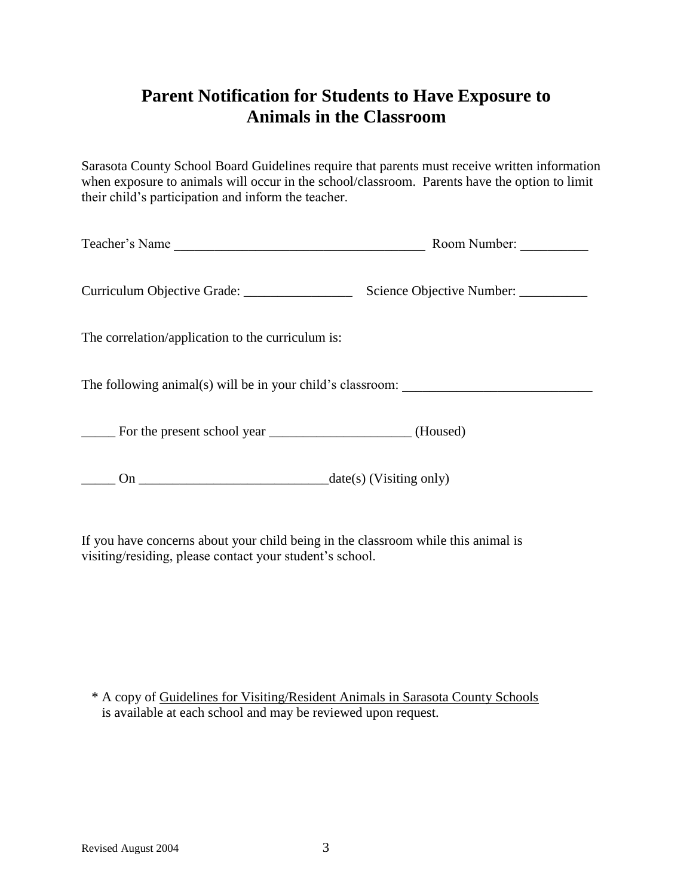# Parent Notification for Students to Have Exposure to Animals in the Classroom

Sarasota County School Board Guidelines require that parents must receive written information when exposure to animals will occur in the school/classroom. Parents have the option to limit their child's participation and inform the teacher.

Teacher's Name _____________________________________ Room Number: __________

Curriculum Objective Grade: ________________ Science Objective Number: __________

The correlation/application to the curriculum is:

The following animal(s) will be in your child's classroom: ____________________________

_____ For the present school year _____________________ (Housed)

_____ On ____________________________date(s) (Visiting only)

If you have concerns about your child being in the classroom while this animal is visiting/residing, please contact your student's school.

\* A copy of Guidelines for Visiting/Resident Animals in Sarasota County Schools is available at each school and may be reviewed upon request.

Revised August 2004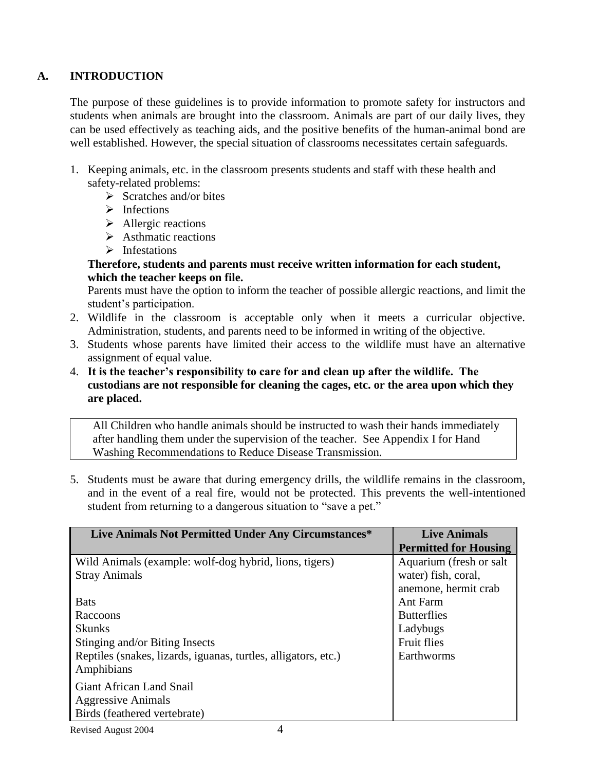## A. INTRODUCTION

The purpose of these guidelines is to provide information to promote safety for instructors and students when animals are brought into the classroom. Animals are part of our daily lives, they can be used effectively as teaching aids, and the positive benefits of the human-animal bond are well established. However, the special situation of classrooms necessitates certain safeguards.

1. Keeping animals, etc. in the classroom presents students and staff with these health and safety-related problems:
   - Scratches and/or bites
   - Infections
   - Allergic reactions
   - Asthmatic reactions
   - Infestations

   **Therefore, students and parents must receive written information for each student, which the teacher keeps on file.**

   Parents must have the option to inform the teacher of possible allergic reactions, and limit the student's participation.
2. Wildlife in the classroom is acceptable only when it meets a curricular objective. Administration, students, and parents need to be informed in writing of the objective.
3. Students whose parents have limited their access to the wildlife must have an alternative assignment of equal value.
4. **It is the teacher's responsibility to care for and clean up after the wildlife. The custodians are not responsible for cleaning the cages, etc. or the area upon which they are placed.**

> All Children who handle animals should be instructed to wash their hands immediately after handling them under the supervision of the teacher. See Appendix I for Hand Washing Recommendations to Reduce Disease Transmission.

5. Students must be aware that during emergency drills, the wildlife remains in the classroom, and in the event of a real fire, would not be protected. This prevents the well-intentioned student from returning to a dangerous situation to "save a pet."

| Live Animals Not Permitted Under Any Circumstances* | Live Animals Permitted for Housing |
|---|---|
| Wild Animals (example: wolf-dog hybrid, lions, tigers) | Aquarium (fresh or salt water) fish, coral, anemone, hermit crab |
| Stray Animals | |
| Bats | Ant Farm |
| Raccoons | Butterflies |
| Skunks | Ladybugs |
| Stinging and/or Biting Insects | Fruit flies |
| Reptiles (snakes, lizards, iguanas, turtles, alligators, etc.) | Earthworms |
| Amphibians | |
| Giant African Land Snail | |
| Aggressive Animals | |
| Birds (feathered vertebrate) | |

Revised August 2004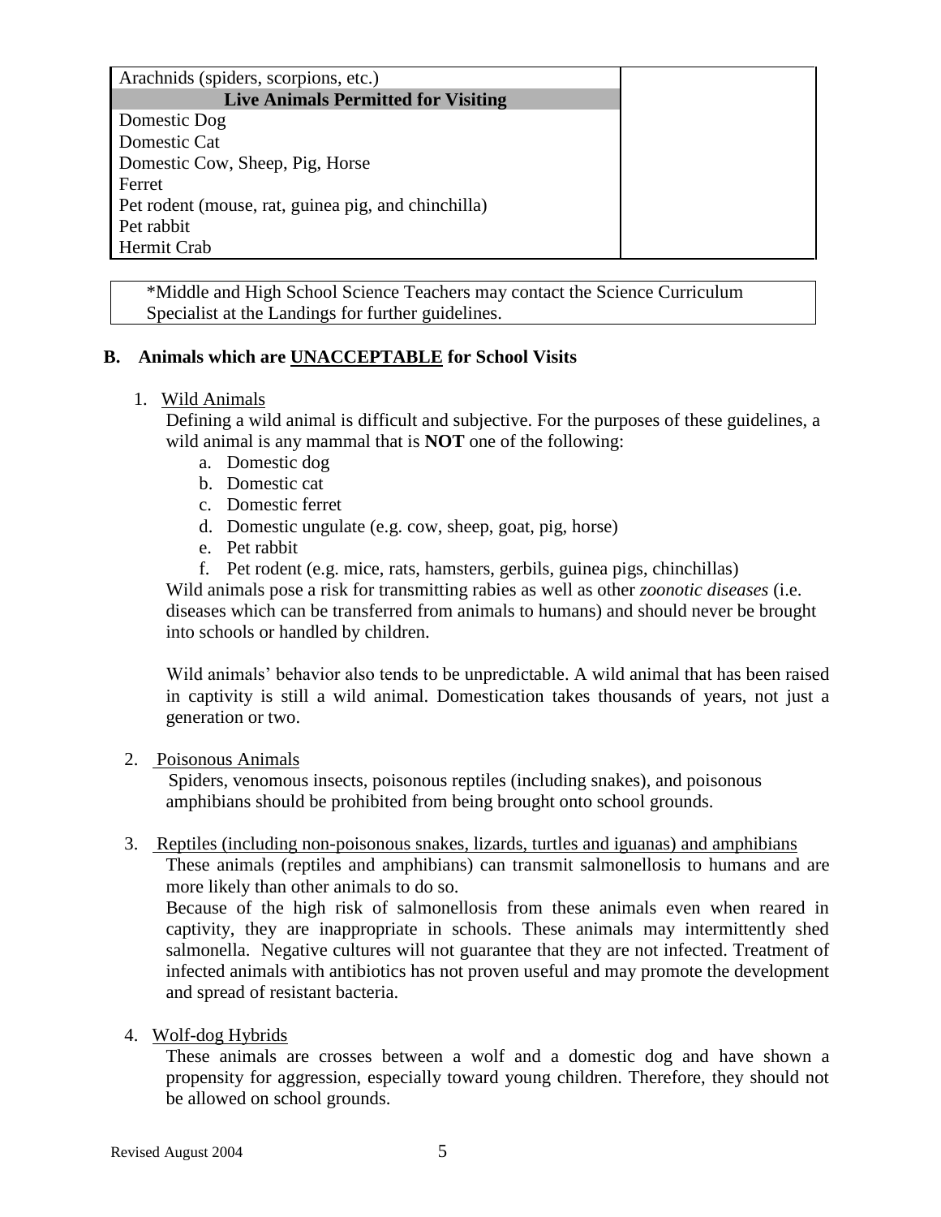| | |
|---|---|
| Arachnids (spiders, scorpions, etc.) | |
| **Live Animals Permitted for Visiting** | |
| Domestic Dog | |
| Domestic Cat | |
| Domestic Cow, Sheep, Pig, Horse | |
| Ferret | |
| Pet rodent (mouse, rat, guinea pig, and chinchilla) | |
| Pet rabbit | |
| Hermit Crab | |

*Middle and High School Science Teachers may contact the Science Curriculum Specialist at the Landings for further guidelines.

### B. Animals which are UNACCEPTABLE for School Visits

1. Wild Animals

   Defining a wild animal is difficult and subjective. For the purposes of these guidelines, a wild animal is any mammal that is **NOT** one of the following:

   a. Domestic dog
   b. Domestic cat
   c. Domestic ferret
   d. Domestic ungulate (e.g. cow, sheep, goat, pig, horse)
   e. Pet rabbit
   f. Pet rodent (e.g. mice, rats, hamsters, gerbils, guinea pigs, chinchillas)

   Wild animals pose a risk for transmitting rabies as well as other *zoonotic diseases* (i.e. diseases which can be transferred from animals to humans) and should never be brought into schools or handled by children.

   Wild animals' behavior also tends to be unpredictable. A wild animal that has been raised in captivity is still a wild animal. Domestication takes thousands of years, not just a generation or two.

2. Poisonous Animals

   Spiders, venomous insects, poisonous reptiles (including snakes), and poisonous amphibians should be prohibited from being brought onto school grounds.

3. Reptiles (including non-poisonous snakes, lizards, turtles and iguanas) and amphibians

   These animals (reptiles and amphibians) can transmit salmonellosis to humans and are more likely than other animals to do so.

   Because of the high risk of salmonellosis from these animals even when reared in captivity, they are inappropriate in schools. These animals may intermittently shed salmonella. Negative cultures will not guarantee that they are not infected. Treatment of infected animals with antibiotics has not proven useful and may promote the development and spread of resistant bacteria.

4. Wolf-dog Hybrids

   These animals are crosses between a wolf and a domestic dog and have shown a propensity for aggression, especially toward young children. Therefore, they should not be allowed on school grounds.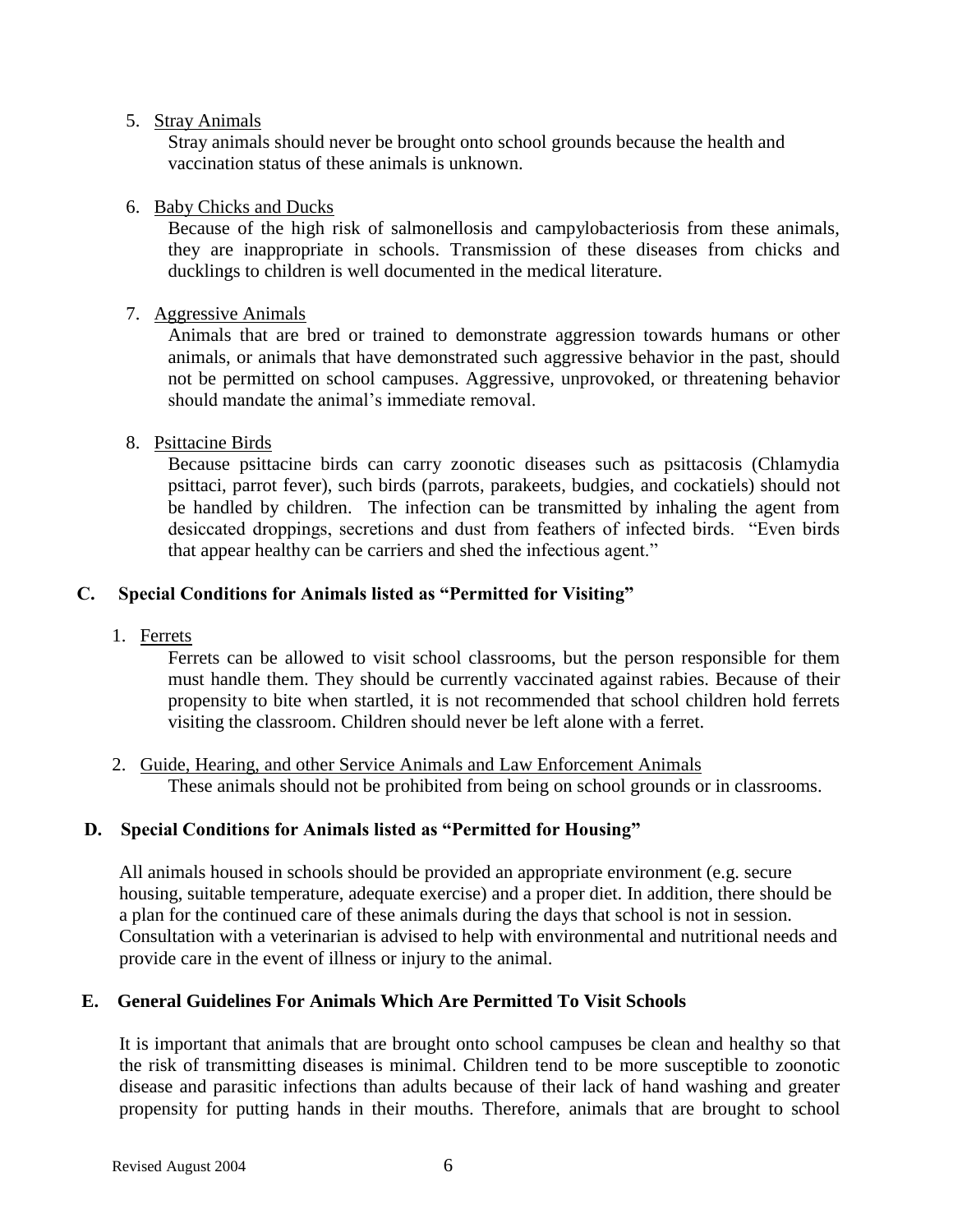5. Stray Animals

   Stray animals should never be brought onto school grounds because the health and vaccination status of these animals is unknown.

6. Baby Chicks and Ducks

   Because of the high risk of salmonellosis and campylobacteriosis from these animals, they are inappropriate in schools. Transmission of these diseases from chicks and ducklings to children is well documented in the medical literature.

7. Aggressive Animals

   Animals that are bred or trained to demonstrate aggression towards humans or other animals, or animals that have demonstrated such aggressive behavior in the past, should not be permitted on school campuses. Aggressive, unprovoked, or threatening behavior should mandate the animal's immediate removal.

8. Psittacine Birds

   Because psittacine birds can carry zoonotic diseases such as psittacosis (Chlamydia psittaci, parrot fever), such birds (parrots, parakeets, budgies, and cockatiels) should not be handled by children. The infection can be transmitted by inhaling the agent from desiccated droppings, secretions and dust from feathers of infected birds. "Even birds that appear healthy can be carriers and shed the infectious agent."

## C. Special Conditions for Animals listed as "Permitted for Visiting"

1. Ferrets

   Ferrets can be allowed to visit school classrooms, but the person responsible for them must handle them. They should be currently vaccinated against rabies. Because of their propensity to bite when startled, it is not recommended that school children hold ferrets visiting the classroom. Children should never be left alone with a ferret.

2. Guide, Hearing, and other Service Animals and Law Enforcement Animals

   These animals should not be prohibited from being on school grounds or in classrooms.

## D. Special Conditions for Animals listed as "Permitted for Housing"

All animals housed in schools should be provided an appropriate environment (e.g. secure housing, suitable temperature, adequate exercise) and a proper diet. In addition, there should be a plan for the continued care of these animals during the days that school is not in session. Consultation with a veterinarian is advised to help with environmental and nutritional needs and provide care in the event of illness or injury to the animal.

## E. General Guidelines For Animals Which Are Permitted To Visit Schools

It is important that animals that are brought onto school campuses be clean and healthy so that the risk of transmitting diseases is minimal. Children tend to be more susceptible to zoonotic disease and parasitic infections than adults because of their lack of hand washing and greater propensity for putting hands in their mouths. Therefore, animals that are brought to school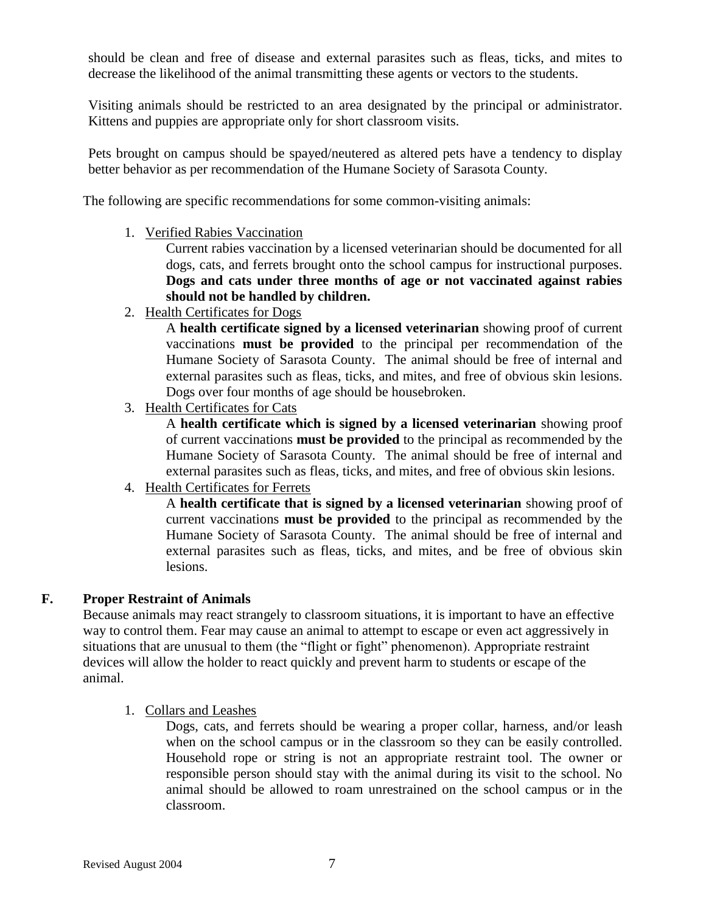should be clean and free of disease and external parasites such as fleas, ticks, and mites to decrease the likelihood of the animal transmitting these agents or vectors to the students.

Visiting animals should be restricted to an area designated by the principal or administrator. Kittens and puppies are appropriate only for short classroom visits.

Pets brought on campus should be spayed/neutered as altered pets have a tendency to display better behavior as per recommendation of the Humane Society of Sarasota County.

The following are specific recommendations for some common-visiting animals:

1. Verified Rabies Vaccination

   Current rabies vaccination by a licensed veterinarian should be documented for all dogs, cats, and ferrets brought onto the school campus for instructional purposes. **Dogs and cats under three months of age or not vaccinated against rabies should not be handled by children.**

2. Health Certificates for Dogs

   A **health certificate signed by a licensed veterinarian** showing proof of current vaccinations **must be provided** to the principal per recommendation of the Humane Society of Sarasota County. The animal should be free of internal and external parasites such as fleas, ticks, and mites, and free of obvious skin lesions. Dogs over four months of age should be housebroken.

3. Health Certificates for Cats

   A **health certificate which is signed by a licensed veterinarian** showing proof of current vaccinations **must be provided** to the principal as recommended by the Humane Society of Sarasota County. The animal should be free of internal and external parasites such as fleas, ticks, and mites, and free of obvious skin lesions.

4. Health Certificates for Ferrets

   A **health certificate that is signed by a licensed veterinarian** showing proof of current vaccinations **must be provided** to the principal as recommended by the Humane Society of Sarasota County. The animal should be free of internal and external parasites such as fleas, ticks, and mites, and be free of obvious skin lesions.

## F. Proper Restraint of Animals

Because animals may react strangely to classroom situations, it is important to have an effective way to control them. Fear may cause an animal to attempt to escape or even act aggressively in situations that are unusual to them (the "flight or fight" phenomenon). Appropriate restraint devices will allow the holder to react quickly and prevent harm to students or escape of the animal.

1. Collars and Leashes

   Dogs, cats, and ferrets should be wearing a proper collar, harness, and/or leash when on the school campus or in the classroom so they can be easily controlled. Household rope or string is not an appropriate restraint tool. The owner or responsible person should stay with the animal during its visit to the school. No animal should be allowed to roam unrestrained on the school campus or in the classroom.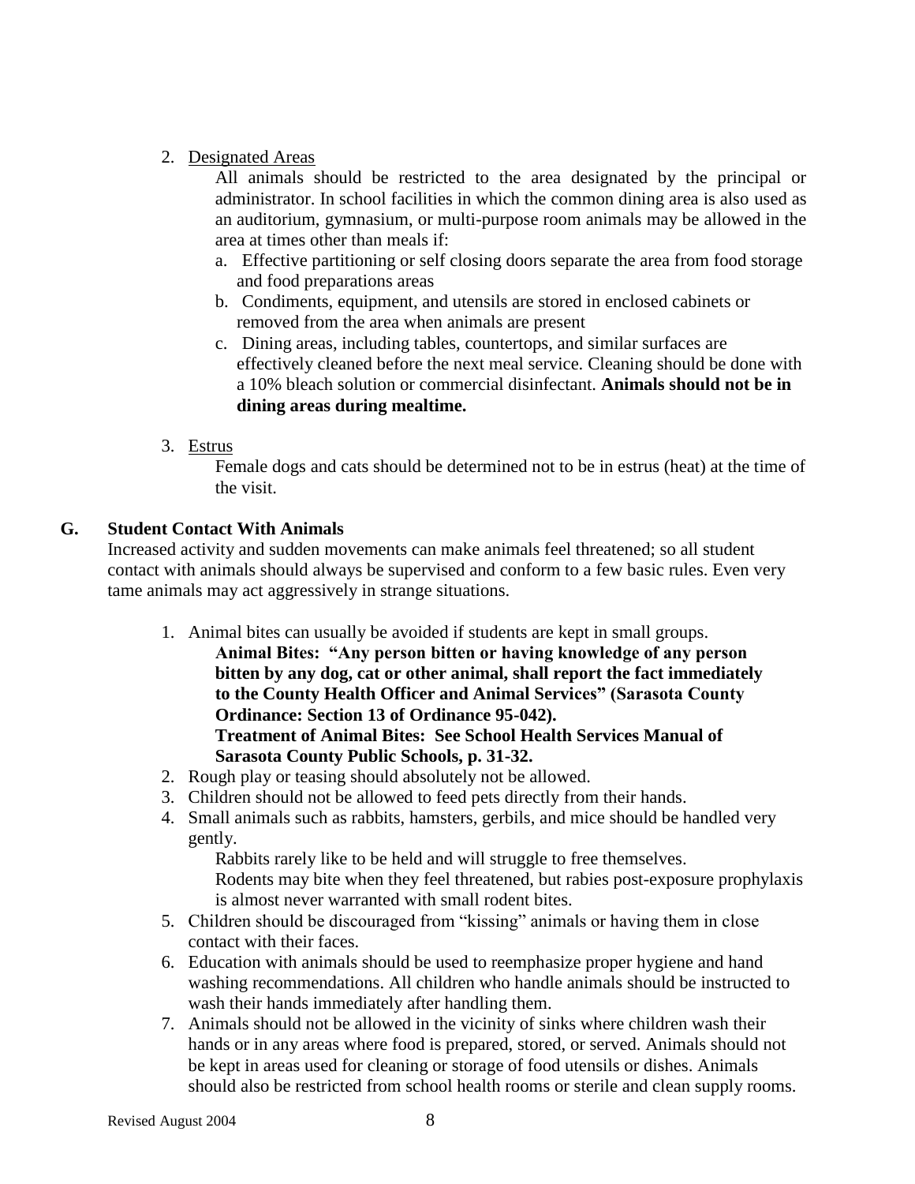2. Designated Areas

   All animals should be restricted to the area designated by the principal or administrator. In school facilities in which the common dining area is also used as an auditorium, gymnasium, or multi-purpose room animals may be allowed in the area at times other than meals if:

   a. Effective partitioning or self closing doors separate the area from food storage and food preparations areas
   b. Condiments, equipment, and utensils are stored in enclosed cabinets or removed from the area when animals are present
   c. Dining areas, including tables, countertops, and similar surfaces are effectively cleaned before the next meal service. Cleaning should be done with a 10% bleach solution or commercial disinfectant. **Animals should not be in dining areas during mealtime.**

3. Estrus

   Female dogs and cats should be determined not to be in estrus (heat) at the time of the visit.

## G. Student Contact With Animals

Increased activity and sudden movements can make animals feel threatened; so all student contact with animals should always be supervised and conform to a few basic rules. Even very tame animals may act aggressively in strange situations.

1. Animal bites can usually be avoided if students are kept in small groups.

   **Animal Bites: "Any person bitten or having knowledge of any person bitten by any dog, cat or other animal, shall report the fact immediately to the County Health Officer and Animal Services" (Sarasota County Ordinance: Section 13 of Ordinance 95-042).**

   **Treatment of Animal Bites: See School Health Services Manual of Sarasota County Public Schools, p. 31-32.**
2. Rough play or teasing should absolutely not be allowed.
3. Children should not be allowed to feed pets directly from their hands.
4. Small animals such as rabbits, hamsters, gerbils, and mice should be handled very gently.

   Rabbits rarely like to be held and will struggle to free themselves.

   Rodents may bite when they feel threatened, but rabies post-exposure prophylaxis is almost never warranted with small rodent bites.
5. Children should be discouraged from "kissing" animals or having them in close contact with their faces.
6. Education with animals should be used to reemphasize proper hygiene and hand washing recommendations. All children who handle animals should be instructed to wash their hands immediately after handling them.
7. Animals should not be allowed in the vicinity of sinks where children wash their hands or in any areas where food is prepared, stored, or served. Animals should not be kept in areas used for cleaning or storage of food utensils or dishes. Animals should also be restricted from school health rooms or sterile and clean supply rooms.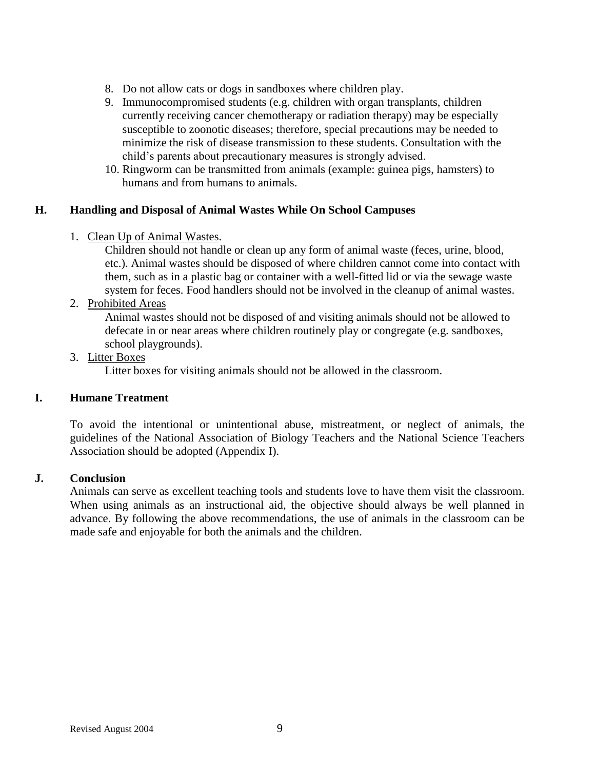8. Do not allow cats or dogs in sandboxes where children play.
9. Immunocompromised students (e.g. children with organ transplants, children currently receiving cancer chemotherapy or radiation therapy) may be especially susceptible to zoonotic diseases; therefore, special precautions may be needed to minimize the risk of disease transmission to these students. Consultation with the child's parents about precautionary measures is strongly advised.
10. Ringworm can be transmitted from animals (example: guinea pigs, hamsters) to humans and from humans to animals.

## H. Handling and Disposal of Animal Wastes While On School Campuses

1. Clean Up of Animal Wastes.

   Children should not handle or clean up any form of animal waste (feces, urine, blood, etc.). Animal wastes should be disposed of where children cannot come into contact with them, such as in a plastic bag or container with a well-fitted lid or via the sewage waste system for feces. Food handlers should not be involved in the cleanup of animal wastes.

2. Prohibited Areas

   Animal wastes should not be disposed of and visiting animals should not be allowed to defecate in or near areas where children routinely play or congregate (e.g. sandboxes, school playgrounds).

3. Litter Boxes

   Litter boxes for visiting animals should not be allowed in the classroom.

## I. Humane Treatment

To avoid the intentional or unintentional abuse, mistreatment, or neglect of animals, the guidelines of the National Association of Biology Teachers and the National Science Teachers Association should be adopted (Appendix I).

## J. Conclusion

Animals can serve as excellent teaching tools and students love to have them visit the classroom. When using animals as an instructional aid, the objective should always be well planned in advance. By following the above recommendations, the use of animals in the classroom can be made safe and enjoyable for both the animals and the children.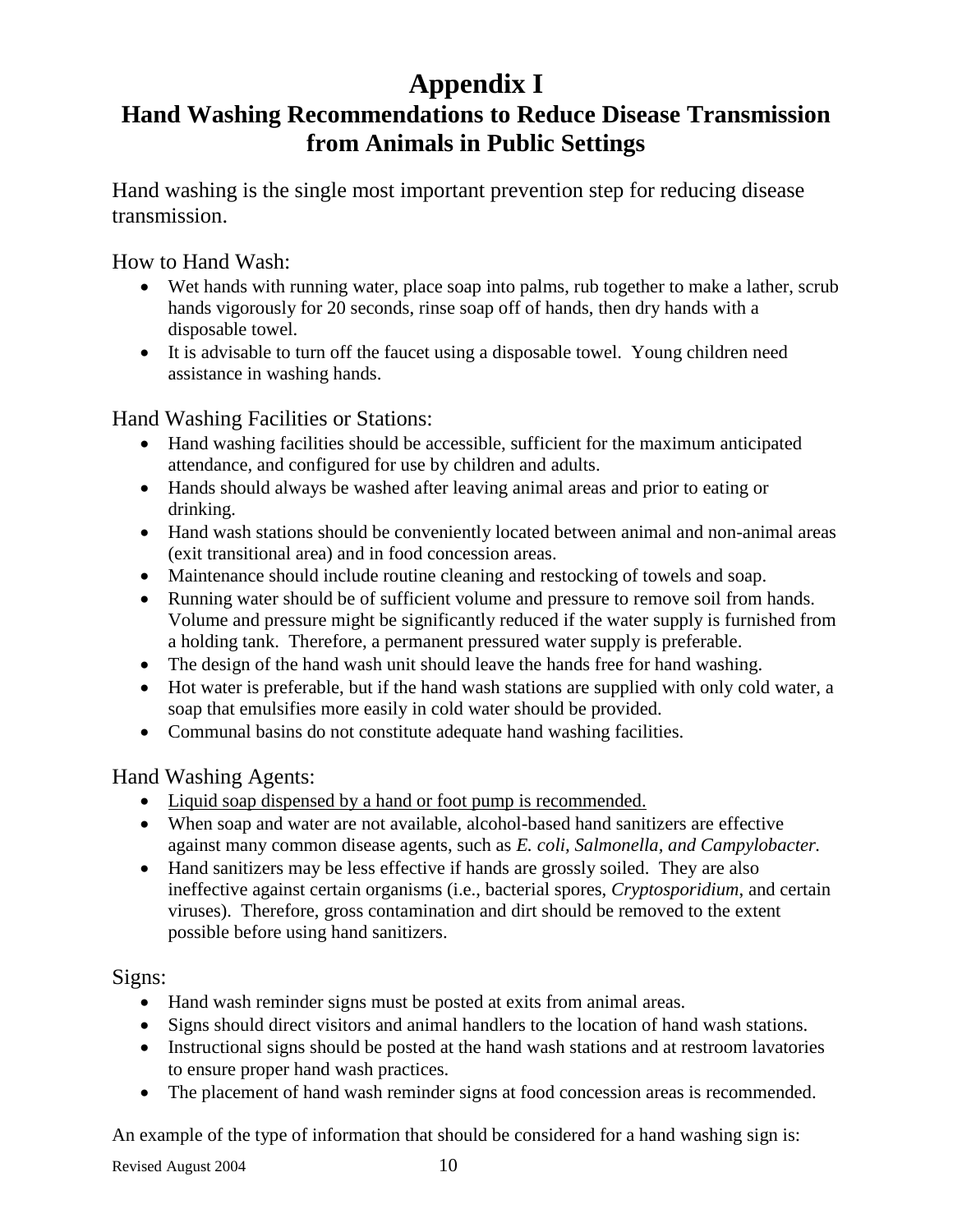# Appendix I

## Hand Washing Recommendations to Reduce Disease Transmission from Animals in Public Settings

Hand washing is the single most important prevention step for reducing disease transmission.

How to Hand Wash:

- Wet hands with running water, place soap into palms, rub together to make a lather, scrub hands vigorously for 20 seconds, rinse soap off of hands, then dry hands with a disposable towel.
- It is advisable to turn off the faucet using a disposable towel. Young children need assistance in washing hands.

Hand Washing Facilities or Stations:

- Hand washing facilities should be accessible, sufficient for the maximum anticipated attendance, and configured for use by children and adults.
- Hands should always be washed after leaving animal areas and prior to eating or drinking.
- Hand wash stations should be conveniently located between animal and non-animal areas (exit transitional area) and in food concession areas.
- Maintenance should include routine cleaning and restocking of towels and soap.
- Running water should be of sufficient volume and pressure to remove soil from hands. Volume and pressure might be significantly reduced if the water supply is furnished from a holding tank. Therefore, a permanent pressured water supply is preferable.
- The design of the hand wash unit should leave the hands free for hand washing.
- Hot water is preferable, but if the hand wash stations are supplied with only cold water, a soap that emulsifies more easily in cold water should be provided.
- Communal basins do not constitute adequate hand washing facilities.

Hand Washing Agents:

- <u>Liquid soap dispensed by a hand or foot pump is recommended.</u>
- When soap and water are not available, alcohol-based hand sanitizers are effective against many common disease agents, such as *E. coli, Salmonella, and Campylobacter.*
- Hand sanitizers may be less effective if hands are grossly soiled. They are also ineffective against certain organisms (i.e., bacterial spores, *Cryptosporidium*, and certain viruses). Therefore, gross contamination and dirt should be removed to the extent possible before using hand sanitizers.

Signs:

- Hand wash reminder signs must be posted at exits from animal areas.
- Signs should direct visitors and animal handlers to the location of hand wash stations.
- Instructional signs should be posted at the hand wash stations and at restroom lavatories to ensure proper hand wash practices.
- The placement of hand wash reminder signs at food concession areas is recommended.

An example of the type of information that should be considered for a hand washing sign is: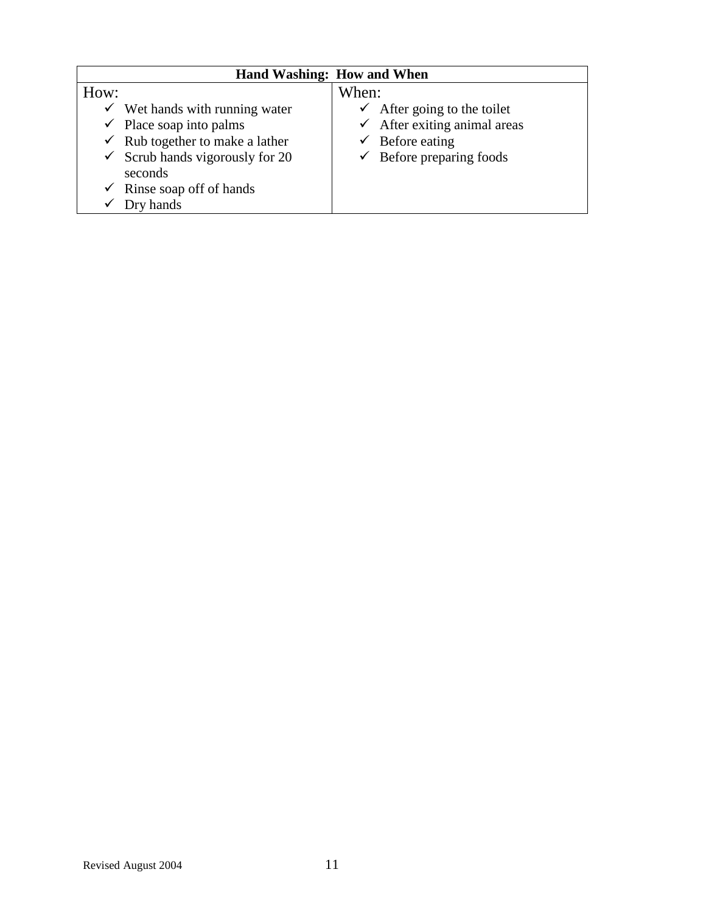| Hand Washing: How and When | |
|---|---|
| How:<br>✓ Wet hands with running water<br>✓ Place soap into palms<br>✓ Rub together to make a lather<br>✓ Scrub hands vigorously for 20 seconds<br>✓ Rinse soap off of hands<br>✓ Dry hands | When:<br>✓ After going to the toilet<br>✓ After exiting animal areas<br>✓ Before eating<br>✓ Before preparing foods |

Revised August 2004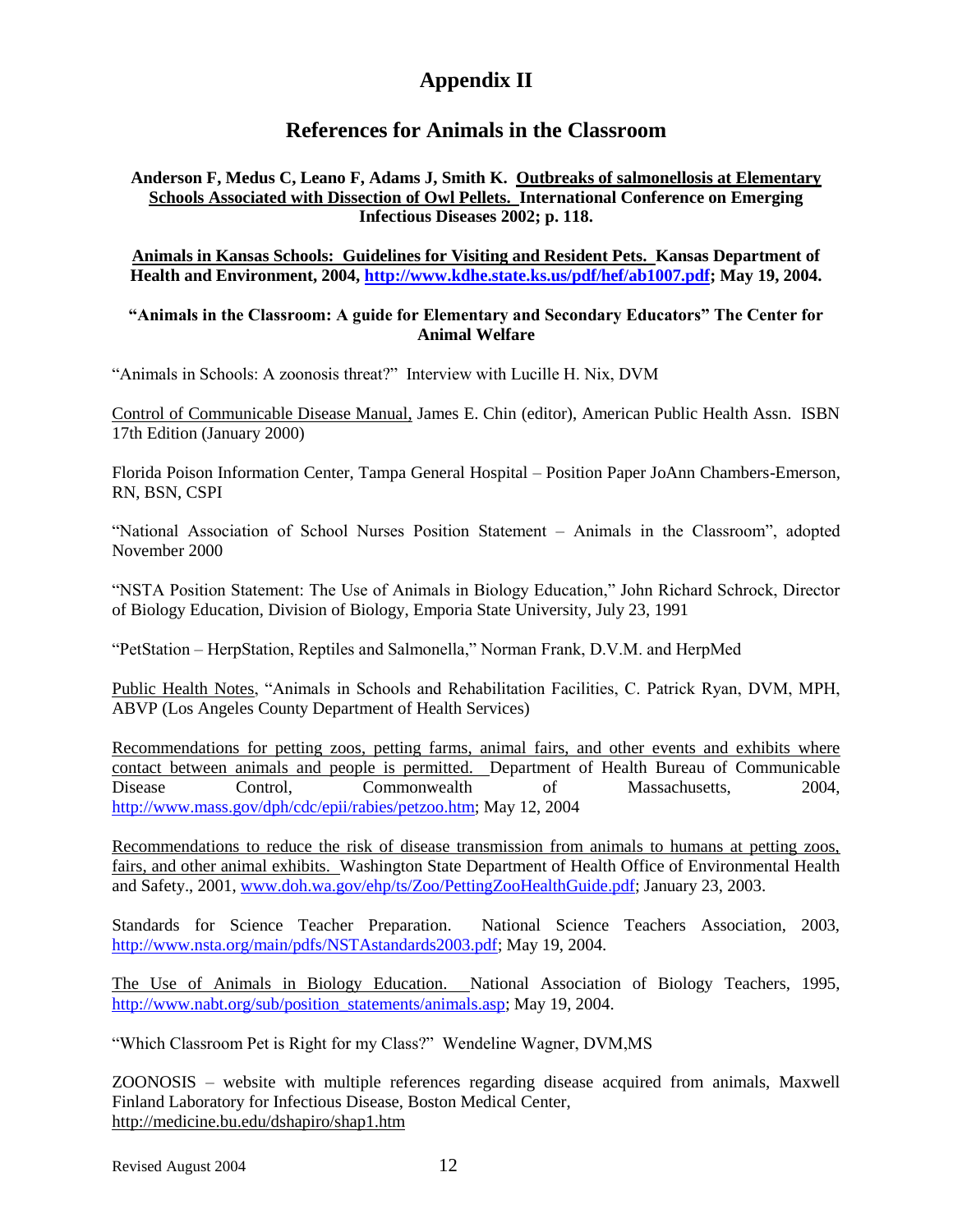# Appendix II

## References for Animals in the Classroom

**Anderson F, Medus C, Leano F, Adams J, Smith K. Outbreaks of salmonellosis at Elementary Schools Associated with Dissection of Owl Pellets. International Conference on Emerging Infectious Diseases 2002; p. 118.**

**Animals in Kansas Schools: Guidelines for Visiting and Resident Pets. Kansas Department of Health and Environment, 2004, http://www.kdhe.state.ks.us/pdf/hef/ab1007.pdf; May 19, 2004.**

**"Animals in the Classroom: A guide for Elementary and Secondary Educators" The Center for Animal Welfare**

"Animals in Schools: A zoonosis threat?" Interview with Lucille H. Nix, DVM

Control of Communicable Disease Manual, James E. Chin (editor), American Public Health Assn. ISBN 17th Edition (January 2000)

Florida Poison Information Center, Tampa General Hospital – Position Paper JoAnn Chambers-Emerson, RN, BSN, CSPI

"National Association of School Nurses Position Statement – Animals in the Classroom", adopted November 2000

"NSTA Position Statement: The Use of Animals in Biology Education," John Richard Schrock, Director of Biology Education, Division of Biology, Emporia State University, July 23, 1991

"PetStation – HerpStation, Reptiles and Salmonella," Norman Frank, D.V.M. and HerpMed

Public Health Notes, "Animals in Schools and Rehabilitation Facilities, C. Patrick Ryan, DVM, MPH, ABVP (Los Angeles County Department of Health Services)

Recommendations for petting zoos, petting farms, animal fairs, and other events and exhibits where contact between animals and people is permitted. Department of Health Bureau of Communicable Disease Control, Commonwealth of Massachusetts, 2004, http://www.mass.gov/dph/cdc/epii/rabies/petzoo.htm; May 12, 2004

Recommendations to reduce the risk of disease transmission from animals to humans at petting zoos, fairs, and other animal exhibits. Washington State Department of Health Office of Environmental Health and Safety., 2001, www.doh.wa.gov/ehp/ts/Zoo/PettingZooHealthGuide.pdf; January 23, 2003.

Standards for Science Teacher Preparation. National Science Teachers Association, 2003, http://www.nsta.org/main/pdfs/NSTAstandards2003.pdf; May 19, 2004.

The Use of Animals in Biology Education. National Association of Biology Teachers, 1995, http://www.nabt.org/sub/position_statements/animals.asp; May 19, 2004.

"Which Classroom Pet is Right for my Class?" Wendeline Wagner, DVM,MS

ZOONOSIS – website with multiple references regarding disease acquired from animals, Maxwell Finland Laboratory for Infectious Disease, Boston Medical Center, http://medicine.bu.edu/dshapiro/shap1.htm

Revised August 2004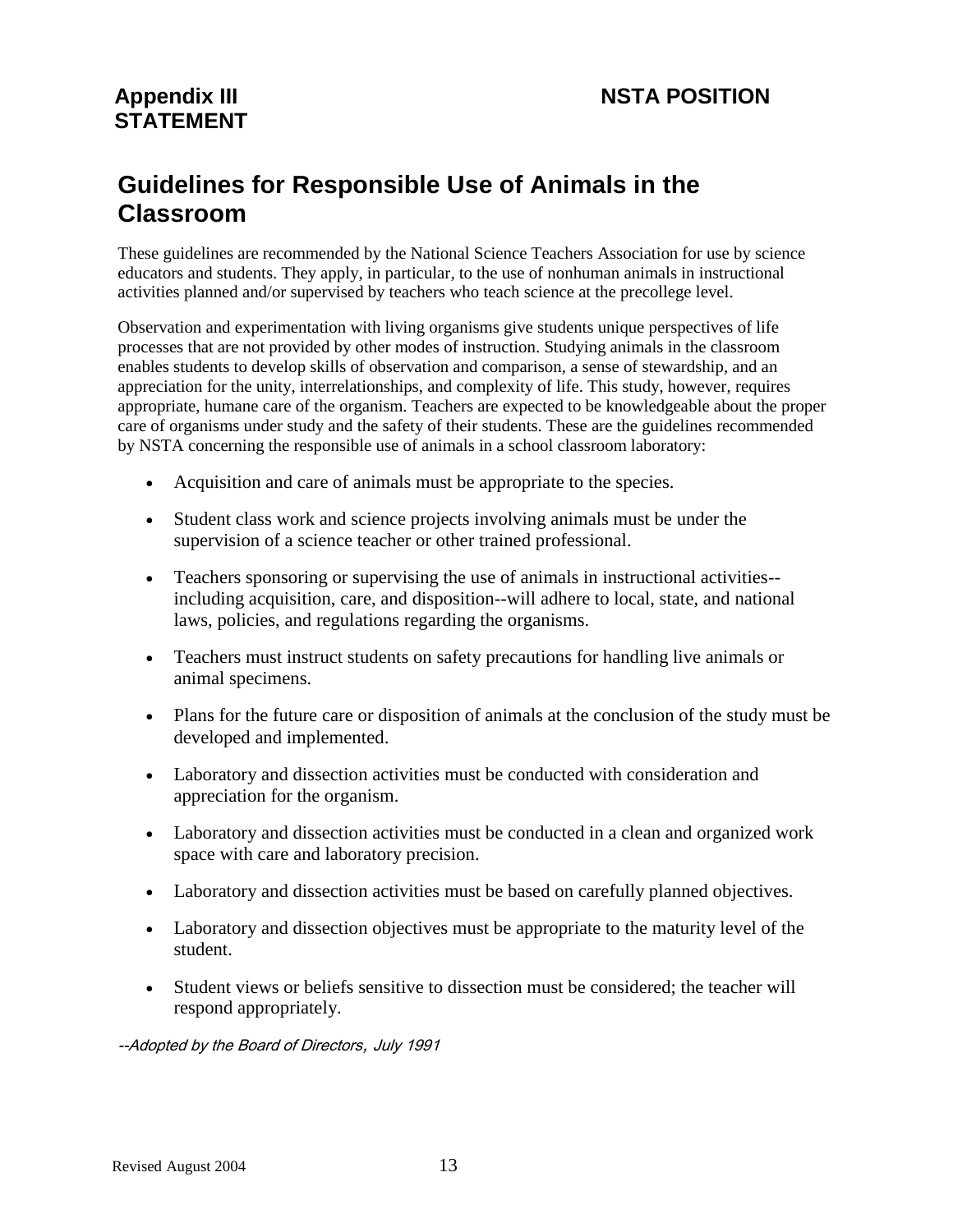**Appendix III** **NSTA POSITION STATEMENT**

# Guidelines for Responsible Use of Animals in the Classroom

These guidelines are recommended by the National Science Teachers Association for use by science educators and students. They apply, in particular, to the use of nonhuman animals in instructional activities planned and/or supervised by teachers who teach science at the precollege level.

Observation and experimentation with living organisms give students unique perspectives of life processes that are not provided by other modes of instruction. Studying animals in the classroom enables students to develop skills of observation and comparison, a sense of stewardship, and an appreciation for the unity, interrelationships, and complexity of life. This study, however, requires appropriate, humane care of the organism. Teachers are expected to be knowledgeable about the proper care of organisms under study and the safety of their students. These are the guidelines recommended by NSTA concerning the responsible use of animals in a school classroom laboratory:

- Acquisition and care of animals must be appropriate to the species.
- Student class work and science projects involving animals must be under the supervision of a science teacher or other trained professional.
- Teachers sponsoring or supervising the use of animals in instructional activities--including acquisition, care, and disposition--will adhere to local, state, and national laws, policies, and regulations regarding the organisms.
- Teachers must instruct students on safety precautions for handling live animals or animal specimens.
- Plans for the future care or disposition of animals at the conclusion of the study must be developed and implemented.
- Laboratory and dissection activities must be conducted with consideration and appreciation for the organism.
- Laboratory and dissection activities must be conducted in a clean and organized work space with care and laboratory precision.
- Laboratory and dissection activities must be based on carefully planned objectives.
- Laboratory and dissection objectives must be appropriate to the maturity level of the student.
- Student views or beliefs sensitive to dissection must be considered; the teacher will respond appropriately.

*--Adopted by the Board of Directors, July 1991*

Revised August 2004